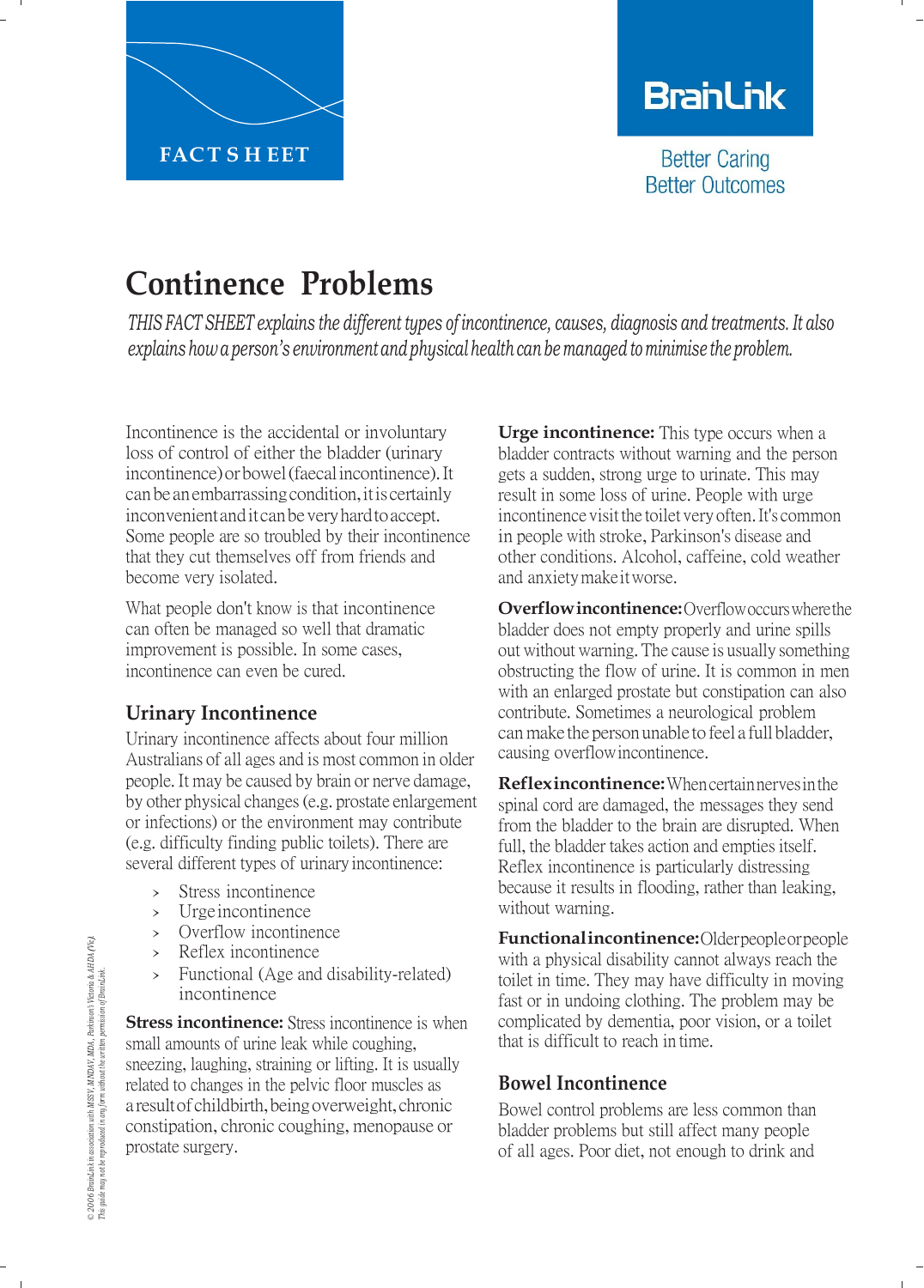FACT SHEET

BrainLink

Better Caring
Better Outcomes

# Continence Problems

*THIS FACT SHEET explains the different types of incontinence, causes, diagnosis and treatments. It also explains how a person's environment and physical health can be managed to minimise the problem.*

Incontinence is the accidental or involuntary loss of control of either the bladder (urinary incontinence) or bowel (faecal incontinence). It can be an embarrassing condition, it is certainly inconvenient and it can be very hard to accept. Some people are so troubled by their incontinence that they cut themselves off from friends and become very isolated.

What people don't know is that incontinence can often be managed so well that dramatic improvement is possible. In some cases, incontinence can even be cured.

## Urinary Incontinence

Urinary incontinence affects about four million Australians of all ages and is most common in older people. It may be caused by brain or nerve damage, by other physical changes (e.g. prostate enlargement or infections) or the environment may contribute (e.g. difficulty finding public toilets). There are several different types of urinary incontinence:

- Stress incontinence
- Urge incontinence
- Overflow incontinence
- Reflex incontinence
- Functional (Age and disability-related) incontinence

**Stress incontinence:** Stress incontinence is when small amounts of urine leak while coughing, sneezing, laughing, straining or lifting. It is usually related to changes in the pelvic floor muscles as a result of childbirth, being overweight, chronic constipation, chronic coughing, menopause or prostate surgery.

**Urge incontinence:** This type occurs when a bladder contracts without warning and the person gets a sudden, strong urge to urinate. This may result in some loss of urine. People with urge incontinence visit the toilet very often. It's common in people with stroke, Parkinson's disease and other conditions. Alcohol, caffeine, cold weather and anxiety make it worse.

**Overflow incontinence:** Overflow occurs where the bladder does not empty properly and urine spills out without warning. The cause is usually something obstructing the flow of urine. It is common in men with an enlarged prostate but constipation can also contribute. Sometimes a neurological problem can make the person unable to feel a full bladder, causing overflow incontinence.

**Reflex incontinence:** When certain nerves in the spinal cord are damaged, the messages they send from the bladder to the brain are disrupted. When full, the bladder takes action and empties itself. Reflex incontinence is particularly distressing because it results in flooding, rather than leaking, without warning.

**Functional incontinence:** Older people or people with a physical disability cannot always reach the toilet in time. They may have difficulty in moving fast or in undoing clothing. The problem may be complicated by dementia, poor vision, or a toilet that is difficult to reach in time.

## Bowel Incontinence

Bowel control problems are less common than bladder problems but still affect many people of all ages. Poor diet, not enough to drink and

*© 2006 BrainLink in association with MSSV, MNDAV, MDA, Parkinson's Victoria & AHDA (Vic). This guide may not be reproduced in any form without the written permission of BrainLink.*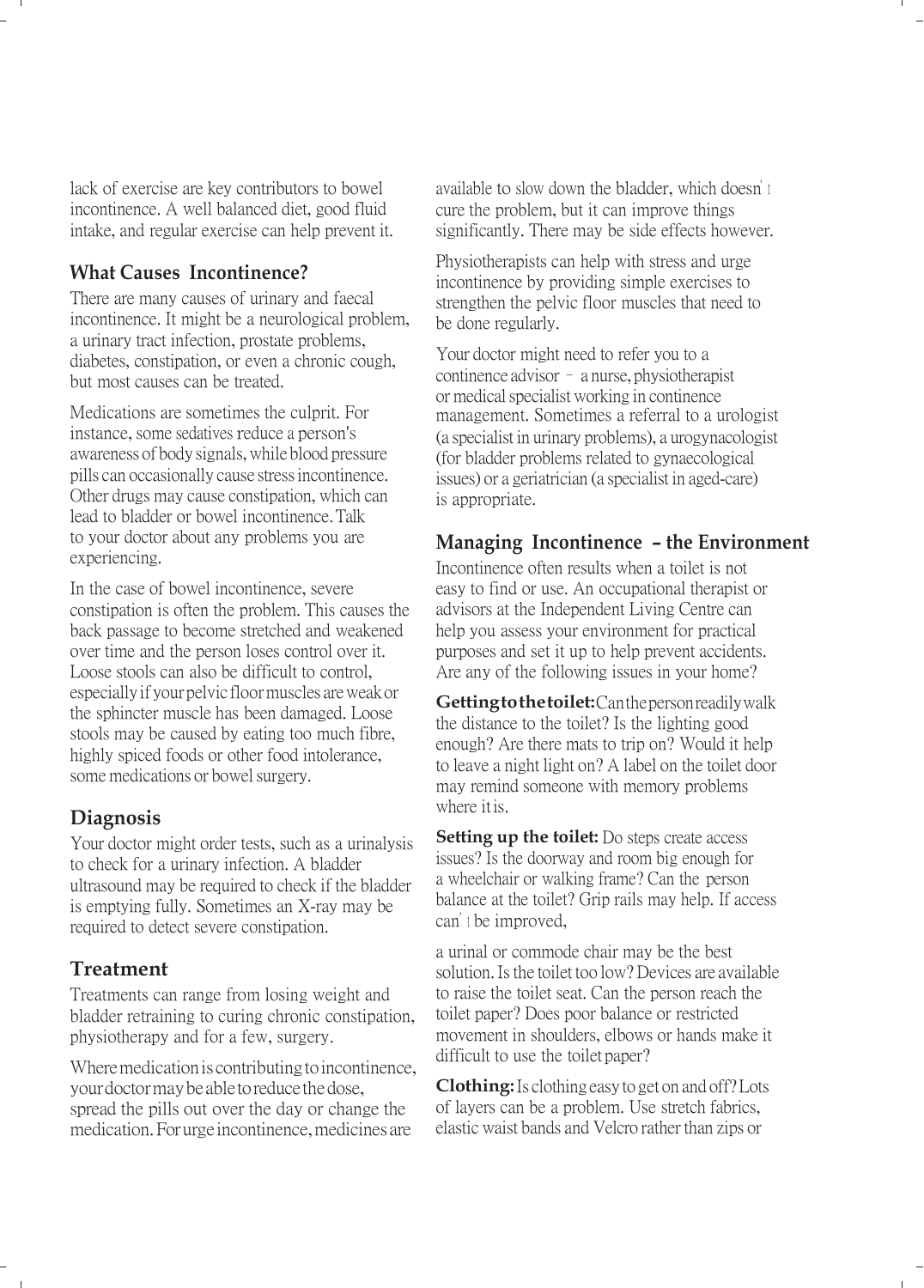lack of exercise are key contributors to bowel incontinence. A well balanced diet, good fluid intake, and regular exercise can help prevent it.

## What Causes Incontinence?

There are many causes of urinary and faecal incontinence. It might be a neurological problem, a urinary tract infection, prostate problems, diabetes, constipation, or even a chronic cough, but most causes can be treated.

Medications are sometimes the culprit. For instance, some sedatives reduce a person's awareness of body signals, while blood pressure pills can occasionally cause stress incontinence. Other drugs may cause constipation, which can lead to bladder or bowel incontinence. Talk to your doctor about any problems you are experiencing.

In the case of bowel incontinence, severe constipation is often the problem. This causes the back passage to become stretched and weakened over time and the person loses control over it. Loose stools can also be difficult to control, especially if your pelvic floor muscles are weak or the sphincter muscle has been damaged. Loose stools may be caused by eating too much fibre, highly spiced foods or other food intolerance, some medications or bowel surgery.

## Diagnosis

Your doctor might order tests, such as a urinalysis to check for a urinary infection. A bladder ultrasound may be required to check if the bladder is emptying fully. Sometimes an X-ray may be required to detect severe constipation.

## Treatment

Treatments can range from losing weight and bladder retraining to curing chronic constipation, physiotherapy and for a few, surgery.

Where medication is contributing to incontinence, your doctor may be able to reduce the dose, spread the pills out over the day or change the medication. For urge incontinence, medicines are available to slow down the bladder, which doesn't cure the problem, but it can improve things significantly. There may be side effects however.

Physiotherapists can help with stress and urge incontinence by providing simple exercises to strengthen the pelvic floor muscles that need to be done regularly.

Your doctor might need to refer you to a continence advisor – a nurse, physiotherapist or medical specialist working in continence management. Sometimes a referral to a urologist (a specialist in urinary problems), a urogynacologist (for bladder problems related to gynaecological issues) or a geriatrician (a specialist in aged-care) is appropriate.

## Managing Incontinence – the Environment

Incontinence often results when a toilet is not easy to find or use. An occupational therapist or advisors at the Independent Living Centre can help you assess your environment for practical purposes and set it up to help prevent accidents. Are any of the following issues in your home?

**Getting to the toilet:** Can the person readily walk the distance to the toilet? Is the lighting good enough? Are there mats to trip on? Would it help to leave a night light on? A label on the toilet door may remind someone with memory problems where it is.

**Setting up the toilet:** Do steps create access issues? Is the doorway and room big enough for a wheelchair or walking frame? Can the person balance at the toilet? Grip rails may help. If access can't be improved, a urinal or commode chair may be the best solution. Is the toilet too low? Devices are available to raise the toilet seat. Can the person reach the toilet paper? Does poor balance or restricted movement in shoulders, elbows or hands make it difficult to use the toilet paper?

**Clothing:** Is clothing easy to get on and off? Lots of layers can be a problem. Use stretch fabrics, elastic waist bands and Velcro rather than zips or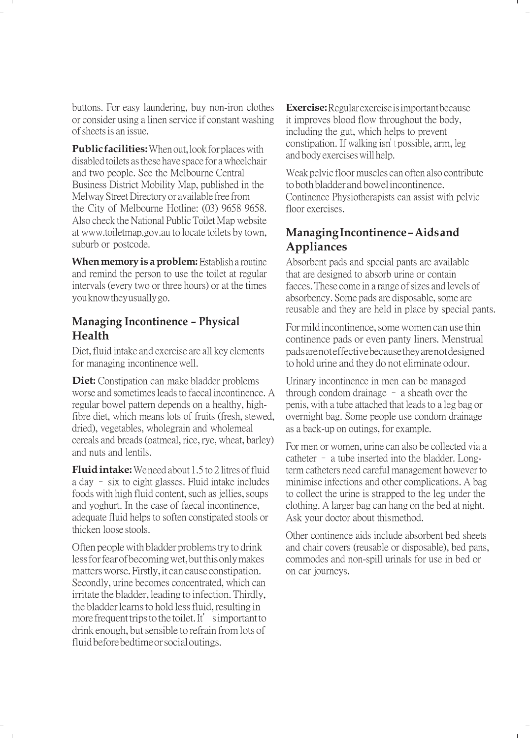buttons. For easy laundering, buy non-iron clothes or consider using a linen service if constant washing of sheets is an issue.

**Public facilities:** When out, look for places with disabled toilets as these have space for a wheelchair and two people. See the Melbourne Central Business District Mobility Map, published in the Melway Street Directory or available free from the City of Melbourne Hotline: (03) 9658 9658. Also check the National Public Toilet Map website at www.toiletmap.gov.au to locate toilets by town, suburb or postcode.

**When memory is a problem:** Establish a routine and remind the person to use the toilet at regular intervals (every two or three hours) or at the times you know they usually go.

## Managing Incontinence – Physical Health

Diet, fluid intake and exercise are all key elements for managing incontinence well.

**Diet:** Constipation can make bladder problems worse and sometimes leads to faecal incontinence. A regular bowel pattern depends on a healthy, high-fibre diet, which means lots of fruits (fresh, stewed, dried), vegetables, wholegrain and wholemeal cereals and breads (oatmeal, rice, rye, wheat, barley) and nuts and lentils.

**Fluid intake:** We need about 1.5 to 2 litres of fluid a day – six to eight glasses. Fluid intake includes foods with high fluid content, such as jellies, soups and yoghurt. In the case of faecal incontinence, adequate fluid helps to soften constipated stools or thicken loose stools.

Often people with bladder problems try to drink less for fear of becoming wet, but this only makes matters worse. Firstly, it can cause constipation. Secondly, urine becomes concentrated, which can irritate the bladder, leading to infection. Thirdly, the bladder learns to hold less fluid, resulting in more frequent trips to the toilet. It's important to drink enough, but sensible to refrain from lots of fluid before bedtime or social outings.

**Exercise:** Regular exercise is important because it improves blood flow throughout the body, including the gut, which helps to prevent constipation. If walking isn't possible, arm, leg and body exercises will help.

Weak pelvic floor muscles can often also contribute to both bladder and bowel incontinence. Continence Physiotherapists can assist with pelvic floor exercises.

## Managing Incontinence – Aids and Appliances

Absorbent pads and special pants are available that are designed to absorb urine or contain faeces. These come in a range of sizes and levels of absorbency. Some pads are disposable, some are reusable and they are held in place by special pants.

For mild incontinence, some women can use thin continence pads or even panty liners. Menstrual pads are not effective because they are not designed to hold urine and they do not eliminate odour.

Urinary incontinence in men can be managed through condom drainage – a sheath over the penis, with a tube attached that leads to a leg bag or overnight bag. Some people use condom drainage as a back-up on outings, for example.

For men or women, urine can also be collected via a catheter – a tube inserted into the bladder. Long-term catheters need careful management however to minimise infections and other complications. A bag to collect the urine is strapped to the leg under the clothing. A larger bag can hang on the bed at night. Ask your doctor about this method.

Other continence aids include absorbent bed sheets and chair covers (reusable or disposable), bed pans, commodes and non-spill urinals for use in bed or on car journeys.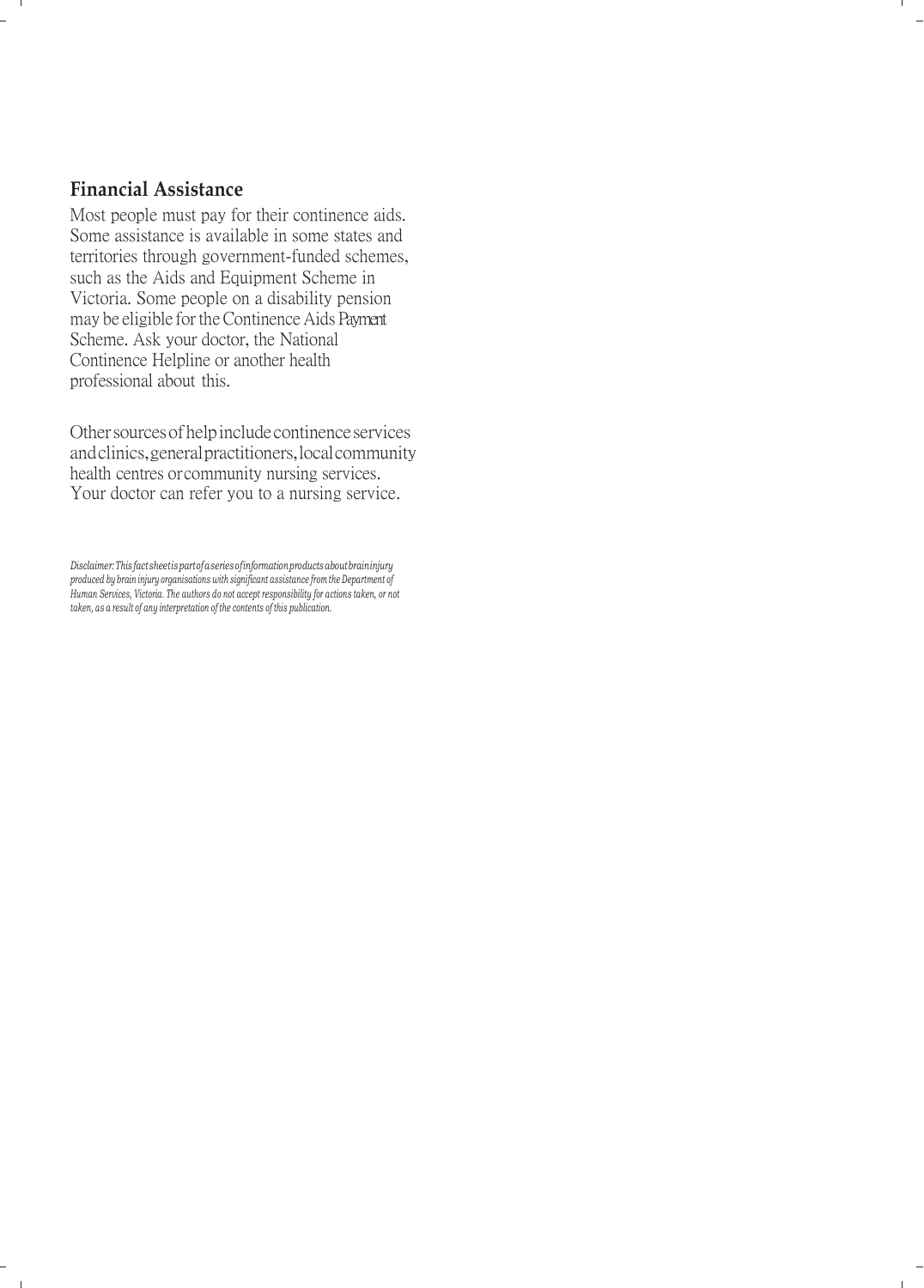## Financial Assistance

Most people must pay for their continence aids. Some assistance is available in some states and territories through government-funded schemes, such as the Aids and Equipment Scheme in Victoria. Some people on a disability pension may be eligible for the Continence Aids Payment Scheme. Ask your doctor, the National Continence Helpline or another health professional about this.

Other sources of help include continence services and clinics, general practitioners, local community health centres or community nursing services. Your doctor can refer you to a nursing service.

*Disclaimer: This fact sheet is part of a series of information products about brain injury produced by brain injury organisations with significant assistance from the Department of Human Services, Victoria. The authors do not accept responsibility for actions taken, or not taken, as a result of any interpretation of the contents of this publication.*